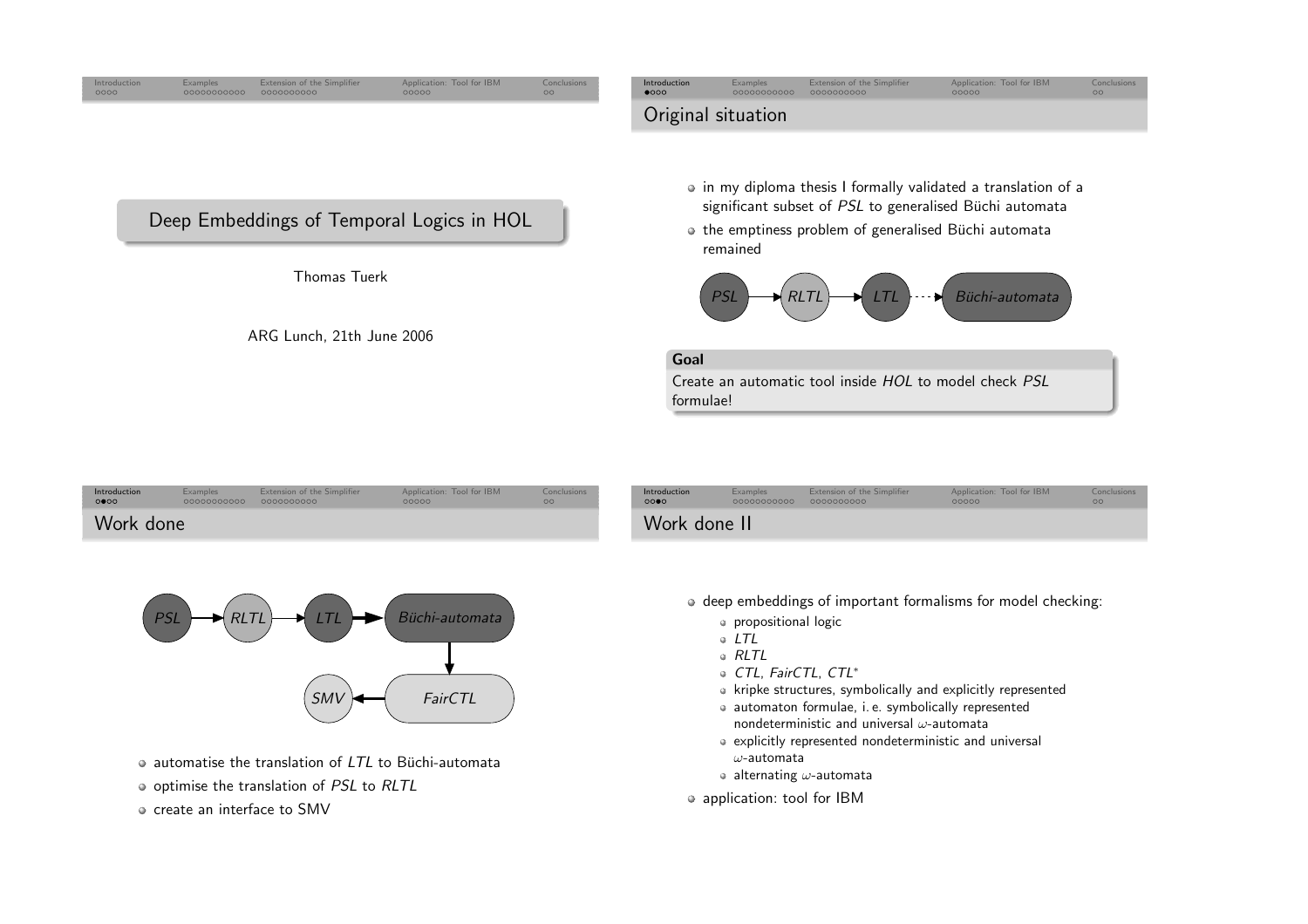# Deep Embeddings of Temporal Logics in HOL

Thomas Tuerk

ARG Lunch, 21th June 2006

## Original situation

- in my diploma thesis I formally validated a translation of a significant subset of *PSL* to generalised Büchi automata
- the emptiness problem of generalised Büchi automata remained

*PSL* → *RLTL* → *LTL* ⇢ *Büchi-automata*

**Goal**

Create an automatic tool inside *HOL* to model check *PSL* formulae!

## Work done

*PSL* → *RLTL* → *LTL* → *Büchi-automata* → *FairCTL* → *SMV*

- automatise the translation of *LTL* to Büchi-automata
- optimise the translation of *PSL* to *RLTL*
- create an interface to SMV

## Work done II

- deep embeddings of important formalisms for model checking:
  - propositional logic
  - *LTL*
  - *RLTL*
  - *CTL*, *FairCTL*, *CTL*$^*$
  - kripke structures, symbolically and explicitly represented
  - automaton formulae, i. e. symbolically represented nondeterministic and universal $\omega$-automata
  - explicitly represented nondeterministic and universal $\omega$-automata
  - alternating $\omega$-automata
- application: tool for IBM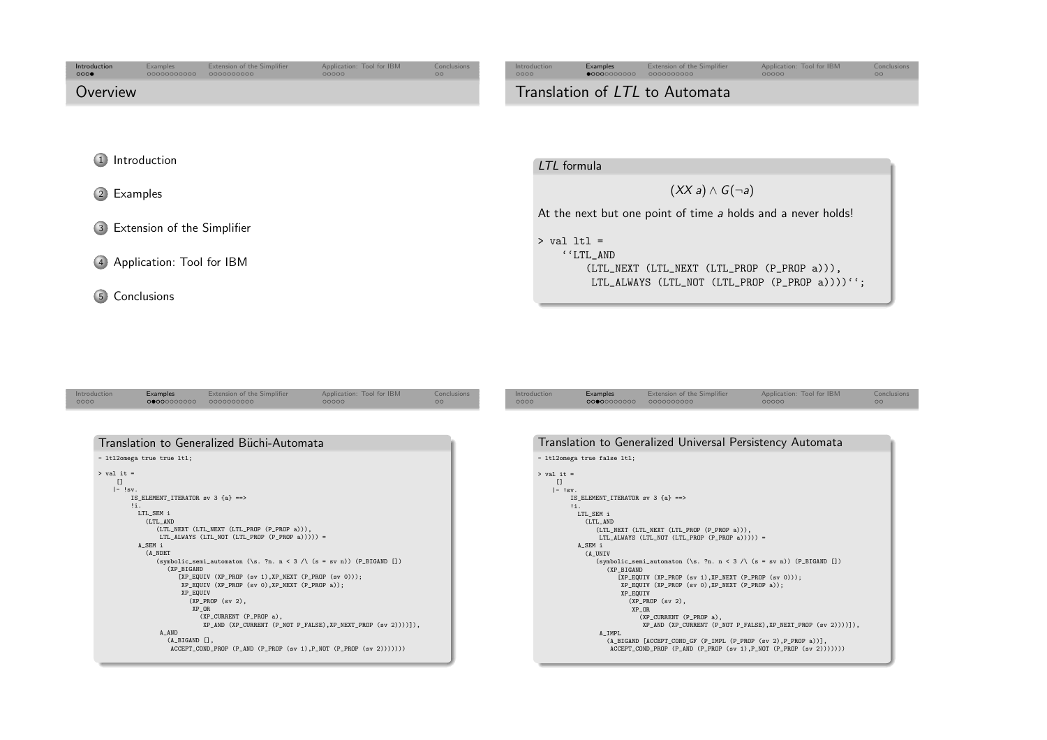## Overview

1. Introduction
2. Examples
3. Extension of the Simplifier
4. Application: Tool for IBM
5. Conclusions

## Translation of *LTL* to Automata

### *LTL* formula

$$(XX\ a) \wedge G(\neg a)$$

At the next but one point of time *a* holds and *a* never holds!

```
> val ltl =
    ``LTL_AND
        (LTL_NEXT (LTL_NEXT (LTL_PROP (P_PROP a))),
         LTL_ALWAYS (LTL_NOT (LTL_PROP (P_PROP a))))``;
```

### Translation to Generalized Büchi-Automata

```
- ltl2omega true true ltl;

> val it =
     []
    |- !sv.
         IS_ELEMENT_ITERATOR sv 3 {a} ==>
         !i.
           LTL_SEM i
             (LTL_AND
                (LTL_NEXT (LTL_NEXT (LTL_PROP (P_PROP a))),
                 LTL_ALWAYS (LTL_NOT (LTL_PROP (P_PROP a))))) =
           A_SEM i
             (A_NDET
                (symbolic_semi_automaton (\s. ?n. n < 3 /\ (s = sv n)) (P_BIGAND [])
                   (XP_BIGAND
                      [XP_EQUIV (XP_PROP (sv 1),XP_NEXT (P_PROP (sv 0)));
                       XP_EQUIV (XP_PROP (sv 0),XP_NEXT (P_PROP a));
                       XP_EQUIV
                         (XP_PROP (sv 2),
                          XP_OR
                            (XP_CURRENT (P_PROP a),
                             XP_AND (XP_CURRENT (P_NOT P_FALSE),XP_NEXT_PROP (sv 2))))]),
                 A_AND
                   (A_BIGAND [],
                    ACCEPT_COND_PROP (P_AND (P_PROP (sv 1),P_NOT (P_PROP (sv 2)))))))
```

### Translation to Generalized Universal Persistency Automata

```
- ltl2omega true false ltl;

> val it =
     []
    |- !sv.
         IS_ELEMENT_ITERATOR sv 3 {a} ==>
         !i.
           LTL_SEM i
             (LTL_AND
                (LTL_NEXT (LTL_NEXT (LTL_PROP (P_PROP a))),
                 LTL_ALWAYS (LTL_NOT (LTL_PROP (P_PROP a))))) =
           A_SEM i
             (A_UNIV
                (symbolic_semi_automaton (\s. ?n. n < 3 /\ (s = sv n)) (P_BIGAND [])
                   (XP_BIGAND
                      [XP_EQUIV (XP_PROP (sv 1),XP_NEXT (P_PROP (sv 0)));
                       XP_EQUIV (XP_PROP (sv 0),XP_NEXT (P_PROP a));
                       XP_EQUIV
                         (XP_PROP (sv 2),
                          XP_OR
                            (XP_CURRENT (P_PROP a),
                             XP_AND (XP_CURRENT (P_NOT P_FALSE),XP_NEXT_PROP (sv 2))))]),
                 A_IMPL
                   (A_BIGAND [ACCEPT_COND_GF (P_IMPL (P_PROP (sv 2),P_PROP a))],
                    ACCEPT_COND_PROP (P_AND (P_PROP (sv 1),P_NOT (P_PROP (sv 2)))))))
```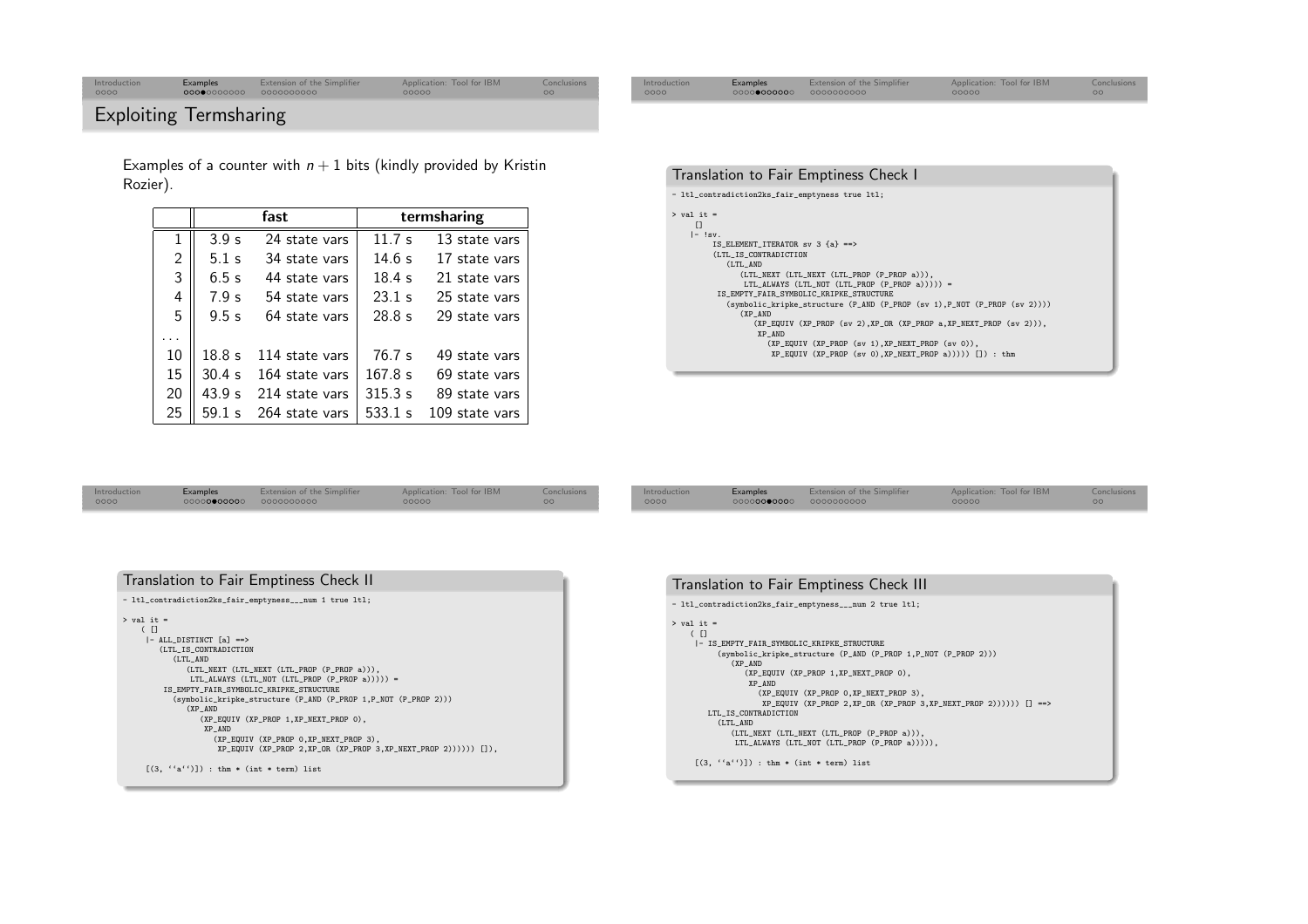## Exploiting Termsharing

Examples of a counter with $n+1$ bits (kindly provided by Kristin Rozier).

| | fast | | termsharing | |
|---|---|---|---|---|
| 1 | 3.9 s | 24 state vars | 11.7 s | 13 state vars |
| 2 | 5.1 s | 34 state vars | 14.6 s | 17 state vars |
| 3 | 6.5 s | 44 state vars | 18.4 s | 21 state vars |
| 4 | 7.9 s | 54 state vars | 23.1 s | 25 state vars |
| 5 | 9.5 s | 64 state vars | 28.8 s | 29 state vars |
| ... | | | | |
| 10 | 18.8 s | 114 state vars | 76.7 s | 49 state vars |
| 15 | 30.4 s | 164 state vars | 167.8 s | 69 state vars |
| 20 | 43.9 s | 214 state vars | 315.3 s | 89 state vars |
| 25 | 59.1 s | 264 state vars | 533.1 s | 109 state vars |

### Translation to Fair Emptiness Check I

```
- ltl_contradiction2ks_fair_emptyness true ltl;

> val it =
    []
    |- !sv.
         IS_ELEMENT_ITERATOR sv 3 {a} ==>
         (LTL_IS_CONTRADICTION
            (LTL_AND
               (LTL_NEXT (LTL_NEXT (LTL_PROP (P_PROP a))),
                LTL_ALWAYS (LTL_NOT (LTL_PROP (P_PROP a))))) =
          IS_EMPTY_FAIR_SYMBOLIC_KRIPKE_STRUCTURE
            (symbolic_kripke_structure (P_AND (P_PROP (sv 1),P_NOT (P_PROP (sv 2))))
               (XP_AND
                  (XP_EQUIV (XP_PROP (sv 2),XP_OR (XP_PROP a,XP_NEXT_PROP (sv 2))),
                   XP_AND
                     (XP_EQUIV (XP_PROP (sv 1),XP_NEXT_PROP (sv 0)),
                      XP_EQUIV (XP_PROP (sv 0),XP_NEXT_PROP a))))) []) : thm
```

### Translation to Fair Emptiness Check II

```
- ltl_contradiction2ks_fair_emptyness___num 1 true ltl;

> val it =
    ( []
      |- ALL_DISTINCT [a] ==>
         (LTL_IS_CONTRADICTION
            (LTL_AND
               (LTL_NEXT (LTL_NEXT (LTL_PROP (P_PROP a))),
                LTL_ALWAYS (LTL_NOT (LTL_PROP (P_PROP a))))) =
          IS_EMPTY_FAIR_SYMBOLIC_KRIPKE_STRUCTURE
            (symbolic_kripke_structure (P_AND (P_PROP 1,P_NOT (P_PROP 2)))
               (XP_AND
                  (XP_EQUIV (XP_PROP 1,XP_NEXT_PROP 0),
                   XP_AND
                     (XP_EQUIV (XP_PROP 0,XP_NEXT_PROP 3),
                      XP_EQUIV (XP_PROP 2,XP_OR (XP_PROP 3,XP_NEXT_PROP 2)))))) []),

    [(3, ``a``)]) : thm * (int * term) list
```

### Translation to Fair Emptiness Check III

```
- ltl_contradiction2ks_fair_emptyness___num 2 true ltl;

> val it =
    ( []
      |- IS_EMPTY_FAIR_SYMBOLIC_KRIPKE_STRUCTURE
           (symbolic_kripke_structure (P_AND (P_PROP 1,P_NOT (P_PROP 2)))
              (XP_AND
                 (XP_EQUIV (XP_PROP 1,XP_NEXT_PROP 0),
                  XP_AND
                    (XP_EQUIV (XP_PROP 0,XP_NEXT_PROP 3),
                     XP_EQUIV (XP_PROP 2,XP_OR (XP_PROP 3,XP_NEXT_PROP 2)))))) [] ==>
         LTL_IS_CONTRADICTION
           (LTL_AND
              (LTL_NEXT (LTL_NEXT (LTL_PROP (P_PROP a))),
               LTL_ALWAYS (LTL_NOT (LTL_PROP (P_PROP a))))),

    [(3, ``a``)]) : thm * (int * term) list
```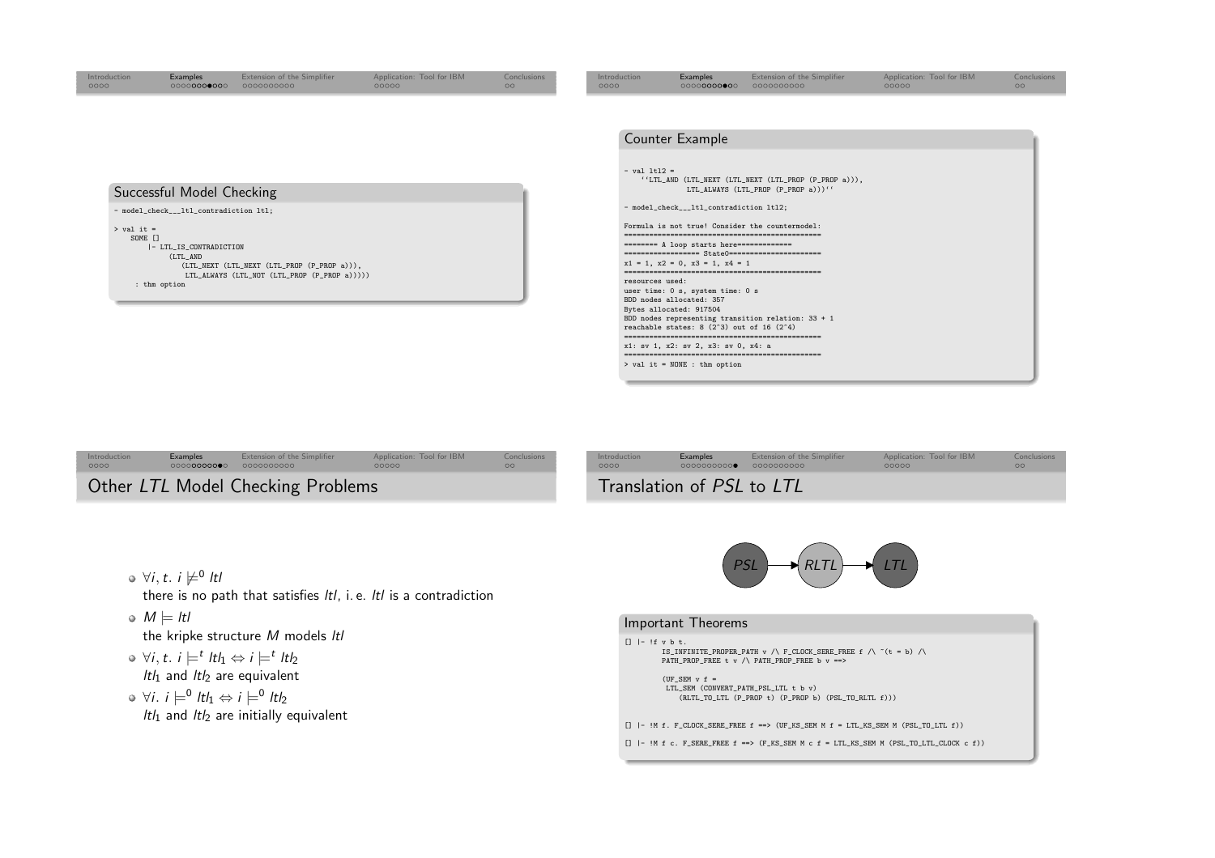### Successful Model Checking

```
- model_check___ltl_contradiction ltl;

> val it =
    SOME []
        |- LTL_IS_CONTRADICTION
             (LTL_AND
                (LTL_NEXT (LTL_NEXT (LTL_PROP (P_PROP a))),
                 LTL_ALWAYS (LTL_NOT (LTL_PROP (P_PROP a)))))
     : thm option
```

### Counter Example

```
- val ltl2 =
    ``LTL_AND (LTL_NEXT (LTL_NEXT (LTL_PROP (P_PROP a))),
              LTL_ALWAYS (LTL_PROP (P_PROP a)))``

- model_check___ltl_contradiction ltl2;

Formula is not true! Consider the countermodel:
================================================
======== A loop starts here=============
================= State0======================
x1 = 1, x2 = 0, x3 = 1, x4 = 1
================================================
resources used:
user time: 0 s, system time: 0 s
BDD nodes allocated: 357
Bytes allocated: 917504
BDD nodes representing transition relation: 33 + 1
reachable states: 8 (2^3) out of 16 (2^4)
================================================
x1: sv 1, x2: sv 2, x3: sv 0, x4: a
================================================
> val it = NONE : thm option
```

## Other *LTL* Model Checking Problems

- $\forall i, t.\ i \not\models^0 ltl$
  there is no path that satisfies $ltl$, i. e. $ltl$ is a contradiction
- $M \models ltl$
  the kripke structure $M$ models $ltl$
- $\forall i, t.\ i \models^t ltl_1 \Leftrightarrow i \models^t ltl_2$
  $ltl_1$ and $ltl_2$ are equivalent
- $\forall i.\ i \models^0 ltl_1 \Leftrightarrow i \models^0 ltl_2$
  $ltl_1$ and $ltl_2$ are initially equivalent

## Translation of *PSL* to *LTL*

*PSL* → *RLTL* → *LTL*

### Important Theorems

```
[] |- !f v b t.
        IS_INFINITE_PROPER_PATH v /\ F_CLOCK_SERE_FREE f /\ ~(t = b) /\
        PATH_PROP_FREE t v /\ PATH_PROP_FREE b v ==>

        (UF_SEM v f =
         LTL_SEM (CONVERT_PATH_PSL_LTL t b v)
            (RLTL_TO_LTL (P_PROP t) (P_PROP b) (PSL_TO_RLTL f)))


[] |- !M f. F_CLOCK_SERE_FREE f ==> (UF_KS_SEM M f = LTL_KS_SEM M (PSL_TO_LTL f))

[] |- !M f c. F_SERE_FREE f ==> (F_KS_SEM M c f = LTL_KS_SEM M (PSL_TO_LTL_CLOCK c f))
```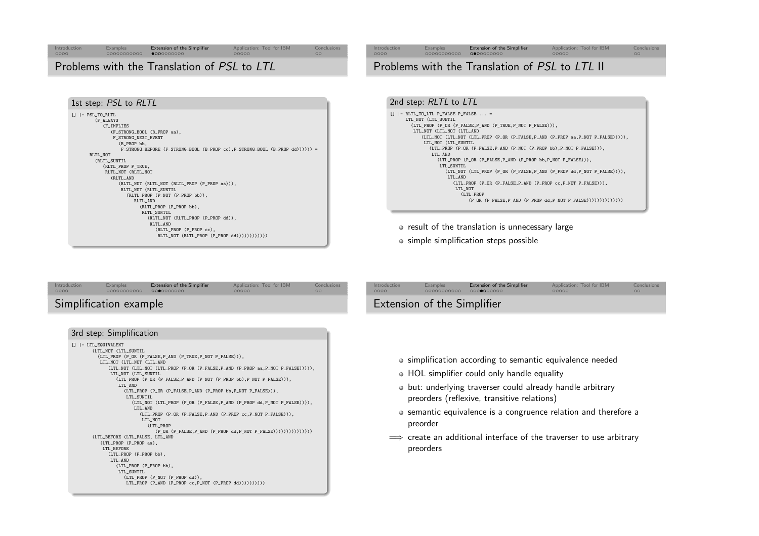## Problems with the Translation of *PSL* to *LTL*

### 1st step: *PSL* to *RLTL*

```
[] |- PSL_TO_RLTL
        (F_ALWAYS
          (F_IMPLIES
             (F_STRONG_BOOL (B_PROP aa),
              F_STRONG_NEXT_EVENT
                (B_PROP bb,
                 F_STRONG_BEFORE (F_STRONG_BOOL (B_PROP cc),F_STRONG_BOOL (B_PROP dd)))))) =
     RLTL_NOT
       (RLTL_SUNTIL
          (RLTL_PROP P_TRUE,
           RLTL_NOT (RLTL_NOT
             (RLTL_AND
                (RLTL_NOT (RLTL_NOT (RLTL_PROP (P_PROP aa))),
                 RLTL_NOT (RLTL_SUNTIL
                   (RLTL_PROP (P_NOT (P_PROP bb)),
                      RLTL_AND
                        (RLTL_PROP (P_PROP bb),
                         RLTL_SUNTIL
                           (RLTL_NOT (RLTL_PROP (P_PROP dd)),
                            RLTL_AND
                              (RLTL_PROP (P_PROP cc),
                               RLTL_NOT (RLTL_PROP (P_PROP dd))))))))))))
```

## Problems with the Translation of *PSL* to *LTL* II

### 2nd step: *RLTL* to *LTL*

```
[] |- RLTL_TO_LTL P_FALSE P_FALSE ... =
      LTL_NOT (LTL_SUNTIL
        (LTL_PROP (P_OR (P_FALSE,P_AND (P_TRUE,P_NOT P_FALSE))),
         LTL_NOT (LTL_NOT (LTL_AND
            (LTL_NOT (LTL_NOT (LTL_PROP (P_OR (P_FALSE,P_AND (P_PROP aa,P_NOT P_FALSE))))),
             LTL_NOT (LTL_SUNTIL
               (LTL_PROP (P_OR (P_FALSE,P_AND (P_NOT (P_PROP bb),P_NOT P_FALSE))),
                LTL_AND
                  (LTL_PROP (P_OR (P_FALSE,P_AND (P_PROP bb,P_NOT P_FALSE))),
                   LTL_SUNTIL
                     (LTL_NOT (LTL_PROP (P_OR (P_FALSE,P_AND (P_PROP dd,P_NOT P_FALSE)))),
                      LTL_AND
                        (LTL_PROP (P_OR (P_FALSE,P_AND (P_PROP cc,P_NOT P_FALSE))),
                         LTL_NOT
                           (LTL_PROP
                              (P_OR (P_FALSE,P_AND (P_PROP dd,P_NOT P_FALSE))))))))))))))
```

- result of the translation is unnecessary large
- simple simplification steps possible

## Simplification example

### 3rd step: Simplification

```
[] |- LTL_EQUIVALENT
        (LTL_NOT (LTL_SUNTIL
          (LTL_PROP (P_OR (P_FALSE,P_AND (P_TRUE,P_NOT P_FALSE))),
           LTL_NOT (LTL_NOT (LTL_AND
              (LTL_NOT (LTL_NOT (LTL_PROP (P_OR (P_FALSE,P_AND (P_PROP aa,P_NOT P_FALSE))))),
               LTL_NOT (LTL_SUNTIL
                 (LTL_PROP (P_OR (P_FALSE,P_AND (P_NOT (P_PROP bb),P_NOT P_FALSE))),
                  LTL_AND
                    (LTL_PROP (P_OR (P_FALSE,P_AND (P_PROP bb,P_NOT P_FALSE))),
                     LTL_SUNTIL
                       (LTL_NOT (LTL_PROP (P_OR (P_FALSE,P_AND (P_PROP dd,P_NOT P_FALSE)))),
                        LTL_AND
                          (LTL_PROP (P_OR (P_FALSE,P_AND (P_PROP cc,P_NOT P_FALSE))),
                           LTL_NOT
                             (LTL_PROP
                                (P_OR (P_FALSE,P_AND (P_PROP dd,P_NOT P_FALSE)))))))))))))))
        (LTL_BEFORE (LTL_FALSE, LTL_AND
          (LTL_PROP (P_PROP aa),
           LTL_BEFORE
             (LTL_PROP (P_PROP bb),
              LTL_AND
                (LTL_PROP (P_PROP bb),
                 LTL_SUNTIL
                   (LTL_PROP (P_NOT (P_PROP dd)),
                    LTL_PROP (P_AND (P_PROP cc,P_NOT (P_PROP dd))))))))))
```

## Extension of the Simplifier

- simplification according to semantic equivalence needed
- HOL simplifier could only handle equality
- but: underlying traverser could already handle arbitrary preorders (reflexive, transitive relations)
- semantic equivalence is a congruence relation and therefore a preorder

$\Longrightarrow$ create an additional interface of the traverser to use arbitrary preorders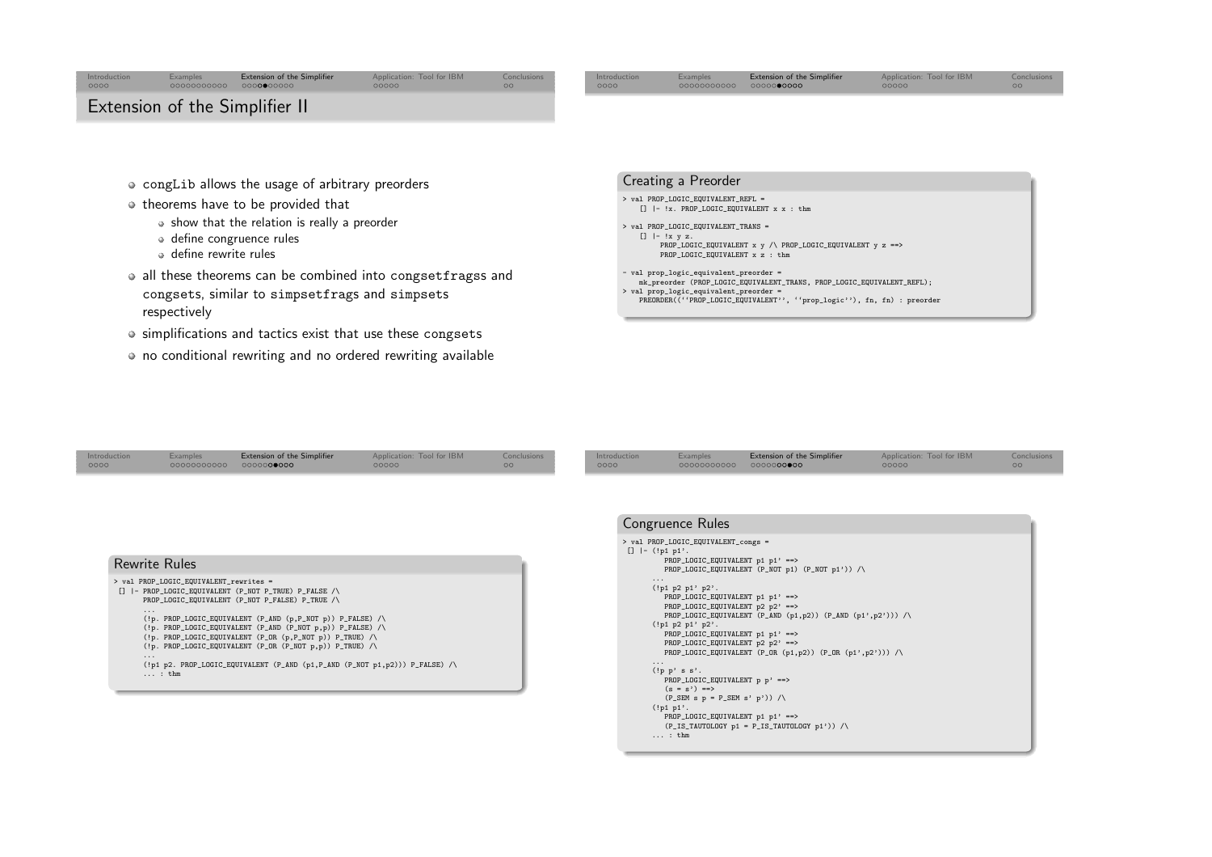# Extension of the Simplifier II

- congLib allows the usage of arbitrary preorders
- theorems have to be provided that
  - show that the relation is really a preorder
  - define congruence rules
  - define rewrite rules
- all these theorems can be combined into congsetfragss and congsets, similar to simpsetfrags and simpsets respectively
- simplifications and tactics exist that use these congsets
- no conditional rewriting and no ordered rewriting available

## Creating a Preorder

```
> val PROP_LOGIC_EQUIVALENT_REFL =
    [] |- !x. PROP_LOGIC_EQUIVALENT x x : thm

> val PROP_LOGIC_EQUIVALENT_TRANS =
    [] |- !x y z.
         PROP_LOGIC_EQUIVALENT x y /\ PROP_LOGIC_EQUIVALENT y z ==>
         PROP_LOGIC_EQUIVALENT x z : thm

- val prop_logic_equivalent_preorder =
    mk_preorder (PROP_LOGIC_EQUIVALENT_TRANS, PROP_LOGIC_EQUIVALENT_REFL);
> val prop_logic_equivalent_preorder =
    PREORDER((``PROP_LOGIC_EQUIVALENT'', ``prop_logic''), fn, fn) : preorder
```

## Rewrite Rules

```
> val PROP_LOGIC_EQUIVALENT_rewrites =
 [] |- PROP_LOGIC_EQUIVALENT (P_NOT P_TRUE) P_FALSE /\
       PROP_LOGIC_EQUIVALENT (P_NOT P_FALSE) P_TRUE /\
       ...
       (!p. PROP_LOGIC_EQUIVALENT (P_AND (p,P_NOT p)) P_FALSE) /\
       (!p. PROP_LOGIC_EQUIVALENT (P_AND (P_NOT p,p)) P_FALSE) /\
       (!p. PROP_LOGIC_EQUIVALENT (P_OR (p,P_NOT p)) P_TRUE) /\
       (!p. PROP_LOGIC_EQUIVALENT (P_OR (P_NOT p,p)) P_TRUE) /\
       ...
       (!p1 p2. PROP_LOGIC_EQUIVALENT (P_AND (p1,P_AND (P_NOT p1,p2))) P_FALSE) /\
       ... : thm
```

## Congruence Rules

```
> val PROP_LOGIC_EQUIVALENT_congs =
 [] |- (!p1 p1'.
         PROP_LOGIC_EQUIVALENT p1 p1' ==>
         PROP_LOGIC_EQUIVALENT (P_NOT p1) (P_NOT p1')) /\
       ...
       (!p1 p2 p1' p2'.
         PROP_LOGIC_EQUIVALENT p1 p1' ==>
         PROP_LOGIC_EQUIVALENT p2 p2' ==>
         PROP_LOGIC_EQUIVALENT (P_AND (p1,p2)) (P_AND (p1',p2'))) /\
       (!p1 p2 p1' p2'.
         PROP_LOGIC_EQUIVALENT p1 p1' ==>
         PROP_LOGIC_EQUIVALENT p2 p2' ==>
         PROP_LOGIC_EQUIVALENT (P_OR (p1,p2)) (P_OR (p1',p2'))) /\
       ...
       (!p p' s s'.
         PROP_LOGIC_EQUIVALENT p p' ==>
         (s = s') ==>
         (P_SEM s p = P_SEM s' p')) /\
       (!p1 p1'.
         PROP_LOGIC_EQUIVALENT p1 p1' ==>
         (P_IS_TAUTOLOGY p1 = P_IS_TAUTOLOGY p1')) /\
       ... : thm
```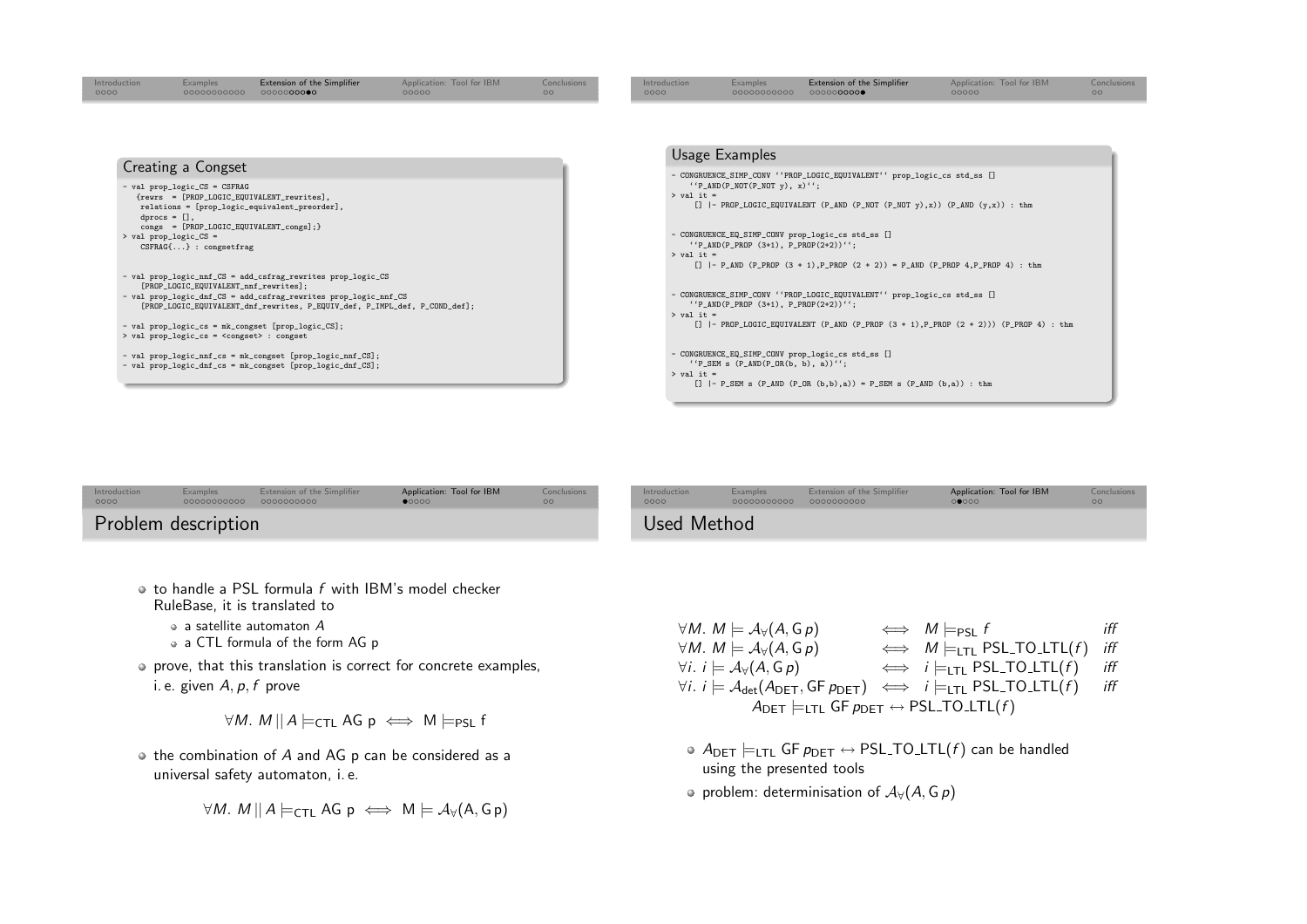## Creating a Congset

```
- val prop_logic_CS = CSFRAG
   {rewrs  = [PROP_LOGIC_EQUIVALENT_rewrites],
    relations = [prop_logic_equivalent_preorder],
    dprocs = [],
    congs  = [PROP_LOGIC_EQUIVALENT_congs];}
> val prop_logic_CS =
    CSFRAG{...} : congsetfrag


- val prop_logic_nnf_CS = add_csfrag_rewrites prop_logic_CS
    [PROP_LOGIC_EQUIVALENT_nnf_rewrites];
- val prop_logic_dnf_CS = add_csfrag_rewrites prop_logic_nnf_CS
    [PROP_LOGIC_EQUIVALENT_dnf_rewrites, P_EQUIV_def, P_IMPL_def, P_COND_def];

- val prop_logic_cs = mk_congset [prop_logic_CS];
> val prop_logic_cs = <congset> : congset

- val prop_logic_nnf_cs = mk_congset [prop_logic_nnf_CS];
- val prop_logic_dnf_cs = mk_congset [prop_logic_dnf_CS];
```

## Usage Examples

```
- CONGRUENCE_SIMP_CONV ``PROP_LOGIC_EQUIVALENT`` prop_logic_cs std_ss []
    ``P_AND(P_NOT(P_NOT y), x)``;
> val it =
    [] |- PROP_LOGIC_EQUIVALENT (P_AND (P_NOT (P_NOT y),x)) (P_AND (y,x)) : thm


- CONGRUENCE_EQ_SIMP_CONV prop_logic_cs std_ss []
    ``P_AND(P_PROP (3+1), P_PROP(2+2))``;
> val it =
    [] |- P_AND (P_PROP (3 + 1),P_PROP (2 + 2)) = P_AND (P_PROP 4,P_PROP 4) : thm


- CONGRUENCE_SIMP_CONV ``PROP_LOGIC_EQUIVALENT`` prop_logic_cs std_ss []
    ``P_AND(P_PROP (3+1), P_PROP(2+2))``;
> val it =
    [] |- PROP_LOGIC_EQUIVALENT (P_AND (P_PROP (3 + 1),P_PROP (2 + 2))) (P_PROP 4) : thm


- CONGRUENCE_EQ_SIMP_CONV prop_logic_cs std_ss []
    ``P_SEM s (P_AND(P_OR(b, b), a))``;
> val it =
    [] |- P_SEM s (P_AND (P_OR (b,b),a)) = P_SEM s (P_AND (b,a)) : thm
```

## Problem description

- to handle a PSL formula $f$ with IBM's model checker RuleBase, it is translated to
  - a satellite automaton $A$
  - a CTL formula of the form AG p
- prove, that this translation is correct for concrete examples, i. e. given $A, p, f$ prove

$$\forall M.\ M \,||\, A \models_{\mathrm{CTL}} \mathrm{AG\ p} \iff \mathrm{M} \models_{\mathrm{PSL}} \mathrm{f}$$

- the combination of $A$ and AG p can be considered as a universal safety automaton, i. e.

$$\forall M.\ M \,||\, A \models_{\mathrm{CTL}} \mathrm{AG\ p} \iff \mathrm{M} \models \mathcal{A}_\forall(\mathrm{A}, \mathrm{G\,p})$$

## Used Method

$$
\begin{array}{llll}
\forall M.\ M \models \mathcal{A}_\forall(A, \mathsf{G}\,p) & \iff & M \models_{\mathrm{PSL}} f & \textit{iff} \\
\forall M.\ M \models \mathcal{A}_\forall(A, \mathsf{G}\,p) & \iff & M \models_{\mathrm{LTL}} \mathrm{PSL\_TO\_LTL}(f) & \textit{iff} \\
\forall i.\ i \models \mathcal{A}_\forall(A, \mathsf{G}\,p) & \iff & i \models_{\mathrm{LTL}} \mathrm{PSL\_TO\_LTL}(f) & \textit{iff} \\
\forall i.\ i \models \mathcal{A}_{\mathrm{det}}(A_{\mathrm{DET}}, \mathsf{GF}\,p_{\mathrm{DET}}) & \iff & i \models_{\mathrm{LTL}} \mathrm{PSL\_TO\_LTL}(f) & \textit{iff} \\
\multicolumn{4}{c}{A_{\mathrm{DET}} \models_{\mathrm{LTL}} \mathsf{GF}\,p_{\mathrm{DET}} \leftrightarrow \mathrm{PSL\_TO\_LTL}(f)}
\end{array}
$$

- $A_{\mathrm{DET}} \models_{\mathrm{LTL}} \mathsf{GF}\,p_{\mathrm{DET}} \leftrightarrow \mathrm{PSL\_TO\_LTL}(f)$ can be handled using the presented tools
- problem: determinisation of $\mathcal{A}_\forall(A, \mathsf{G}\,p)$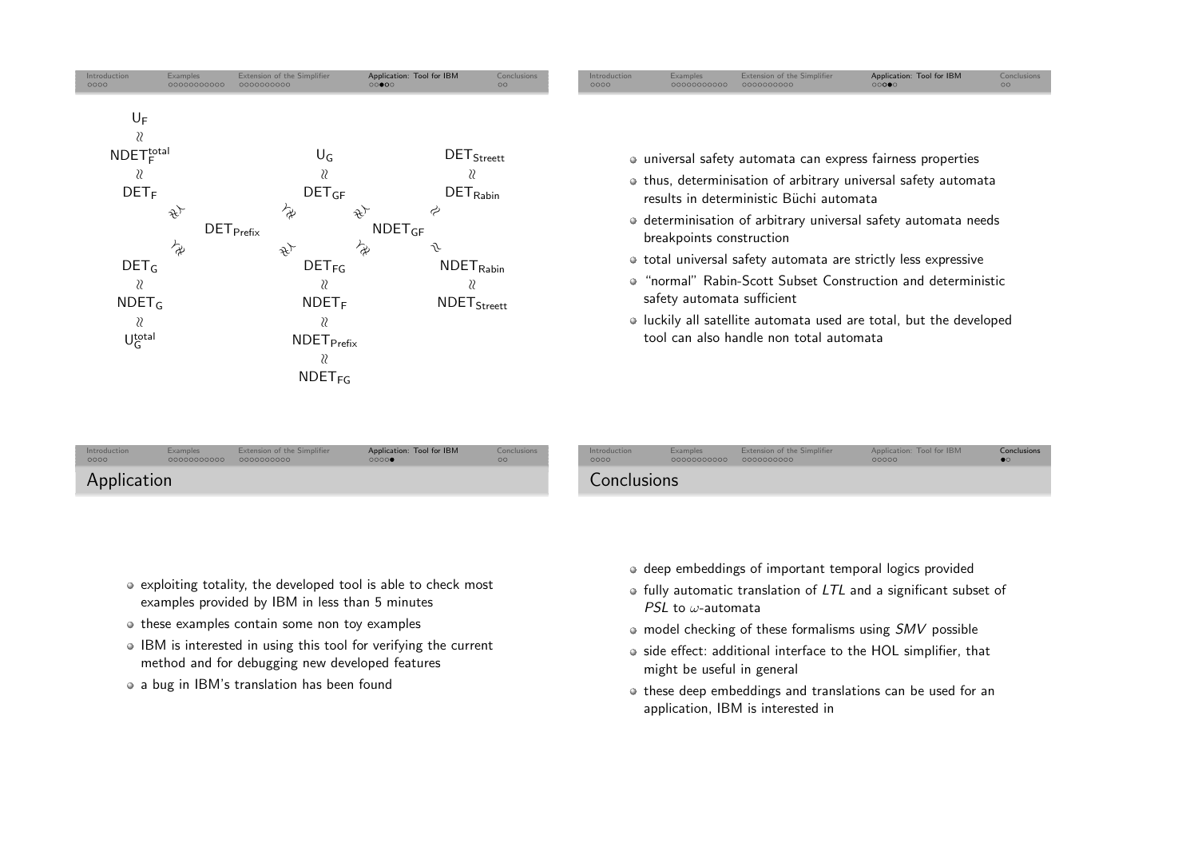$U_F$

$\approx$

$NDET_F^{total}$

$\approx$

$DET_F$

$DET_{Prefix}$

$DET_G$

$\approx$

$NDET_G$

$\approx$

$U_G^{total}$

$U_G$

$\approx$

$DET_{GF}$

$NDET_{GF}$

$DET_{FG}$

$\approx$

$NDET_F$

$\approx$

$NDET_{Prefix}$

$\approx$

$NDET_{FG}$

$DET_{Streett}$

$\approx$

$DET_{Rabin}$

$NDET_{Rabin}$

$\approx$

$NDET_{Streett}$

---

- universal safety automata can express fairness properties
- thus, determinisation of arbitrary universal safety automata results in deterministic Büchi automata
- determinisation of arbitrary universal safety automata needs breakpoints construction
- total universal safety automata are strictly less expressive
- "normal" Rabin-Scott Subset Construction and deterministic safety automata sufficient
- luckily all satellite automata used are total, but the developed tool can also handle non total automata

## Application

- exploiting totality, the developed tool is able to check most examples provided by IBM in less than 5 minutes
- these examples contain some non toy examples
- IBM is interested in using this tool for verifying the current method and for debugging new developed features
- a bug in IBM's translation has been found

## Conclusions

- deep embeddings of important temporal logics provided
- fully automatic translation of *LTL* and a significant subset of *PSL* to $\omega$-automata
- model checking of these formalisms using *SMV* possible
- side effect: additional interface to the HOL simplifier, that might be useful in general
- these deep embeddings and translations can be used for an application, IBM is interested in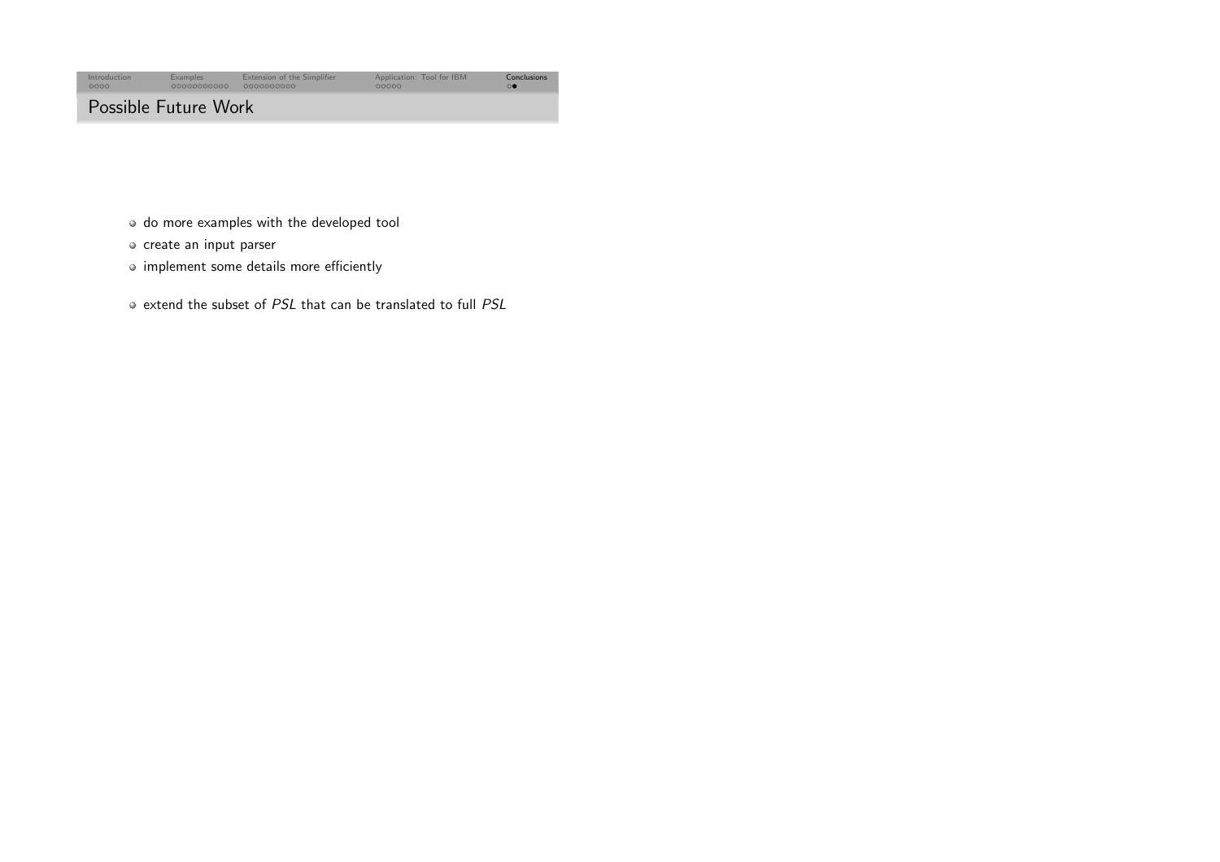## Possible Future Work

- do more examples with the developed tool
- create an input parser
- implement some details more efficiently

- extend the subset of *PSL* that can be translated to full *PSL*